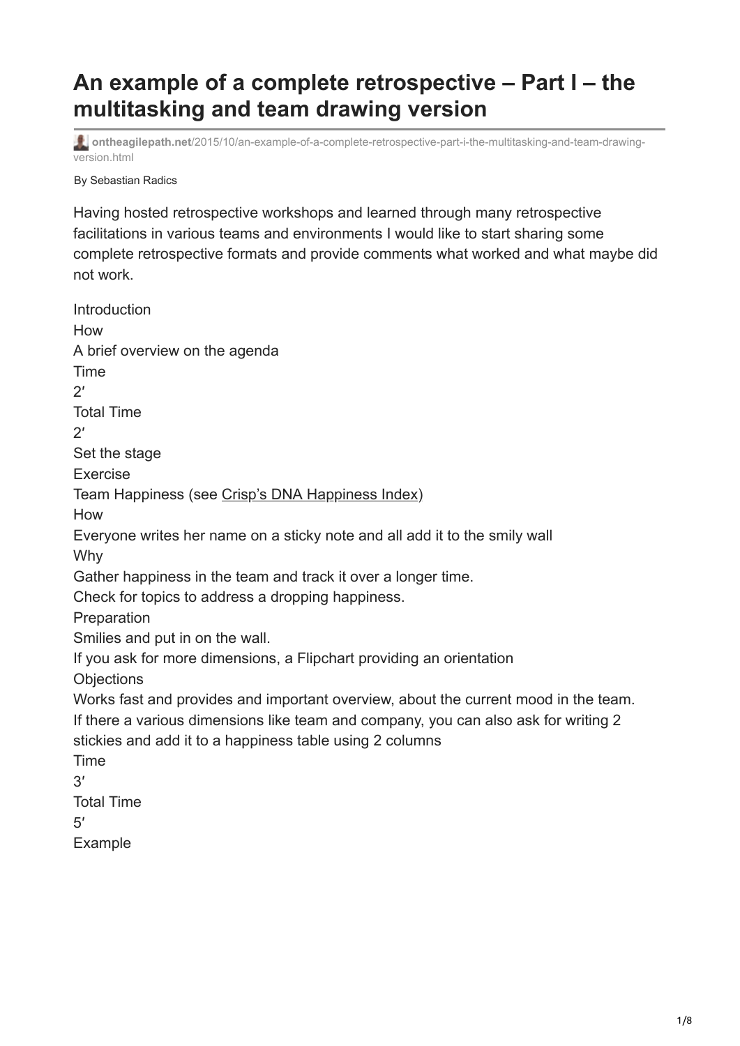# An example of a complete retrospective – Part I – the multitasking and team drawing version

ontheagilepath.net/2015/10/an-example-of-a-complete-retrospective-part-i-the-multitasking-and-team-drawing-version.html

By Sebastian Radics

Having hosted retrospective workshops and learned through many retrospective facilitations in various teams and environments I would like to start sharing some complete retrospective formats and provide comments what worked and what maybe did not work.

Introduction
How
A brief overview on the agenda
Time
2′
Total Time
2′
Set the stage
Exercise
Team Happiness (see Crisp's DNA Happiness Index)
How
Everyone writes her name on a sticky note and all add it to the smily wall
Why
Gather happiness in the team and track it over a longer time.
Check for topics to address a dropping happiness.
Preparation
Smilies and put in on the wall.
If you ask for more dimensions, a Flipchart providing an orientation
Objections
Works fast and provides and important overview, about the current mood in the team.
If there a various dimensions like team and company, you can also ask for writing 2 stickies and add it to a happiness table using 2 columns
Time
3′
Total Time
5′
Example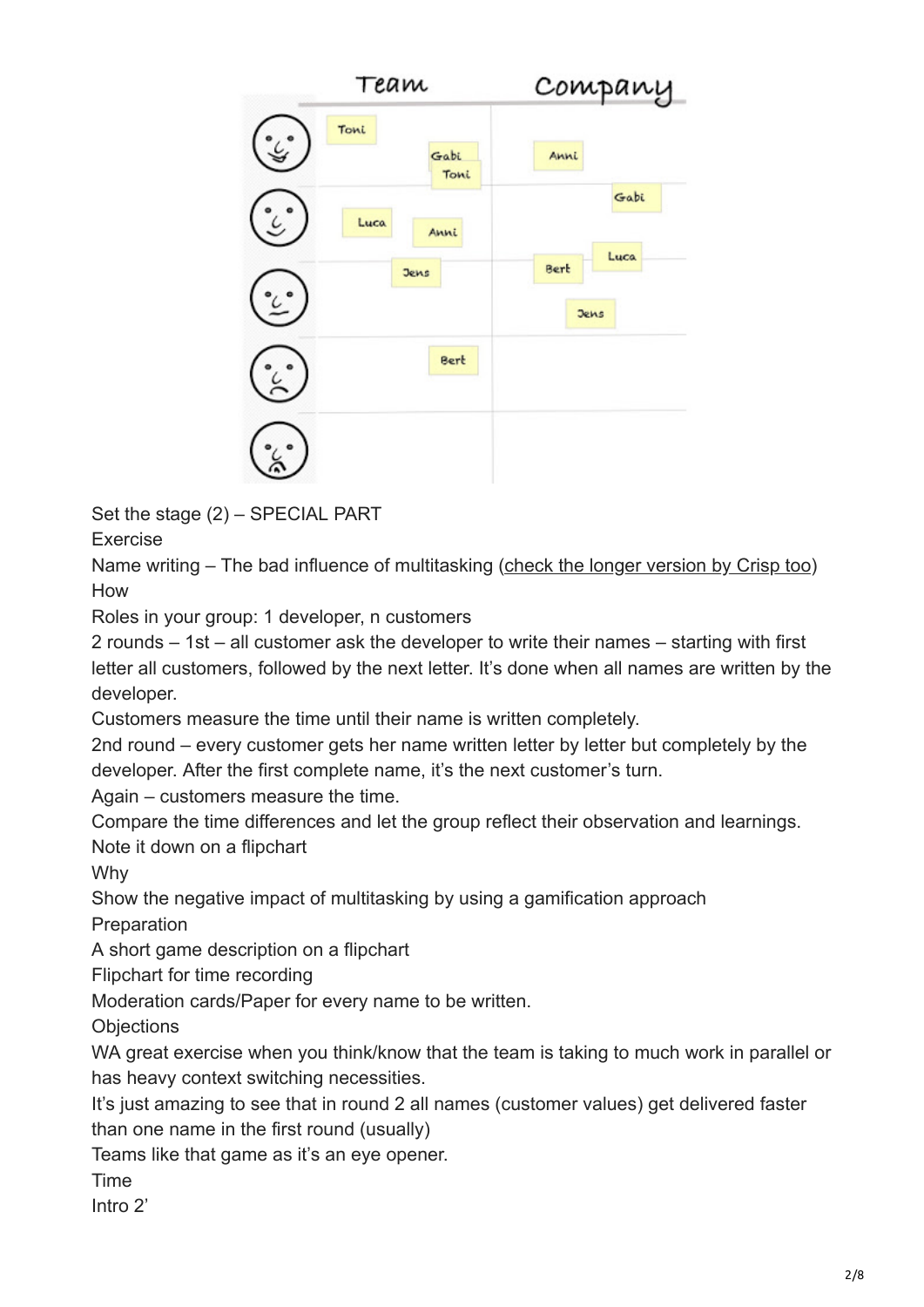Set the stage (2) – SPECIAL PART

Exercise

Name writing – The bad influence of multitasking (check the longer version by Crisp too)

How

Roles in your group: 1 developer, n customers

2 rounds – 1st – all customer ask the developer to write their names – starting with first letter all customers, followed by the next letter. It's done when all names are written by the developer.

Customers measure the time until their name is written completely.

2nd round – every customer gets her name written letter by letter but completely by the developer. After the first complete name, it's the next customer's turn.

Again – customers measure the time.

Compare the time differences and let the group reflect their observation and learnings.

Note it down on a flipchart

Why

Show the negative impact of multitasking by using a gamification approach

Preparation

A short game description on a flipchart

Flipchart for time recording

Moderation cards/Paper for every name to be written.

Objections

WA great exercise when you think/know that the team is taking to much work in parallel or has heavy context switching necessities.

It's just amazing to see that in round 2 all names (customer values) get delivered faster than one name in the first round (usually)

Teams like that game as it's an eye opener.

Time

Intro 2'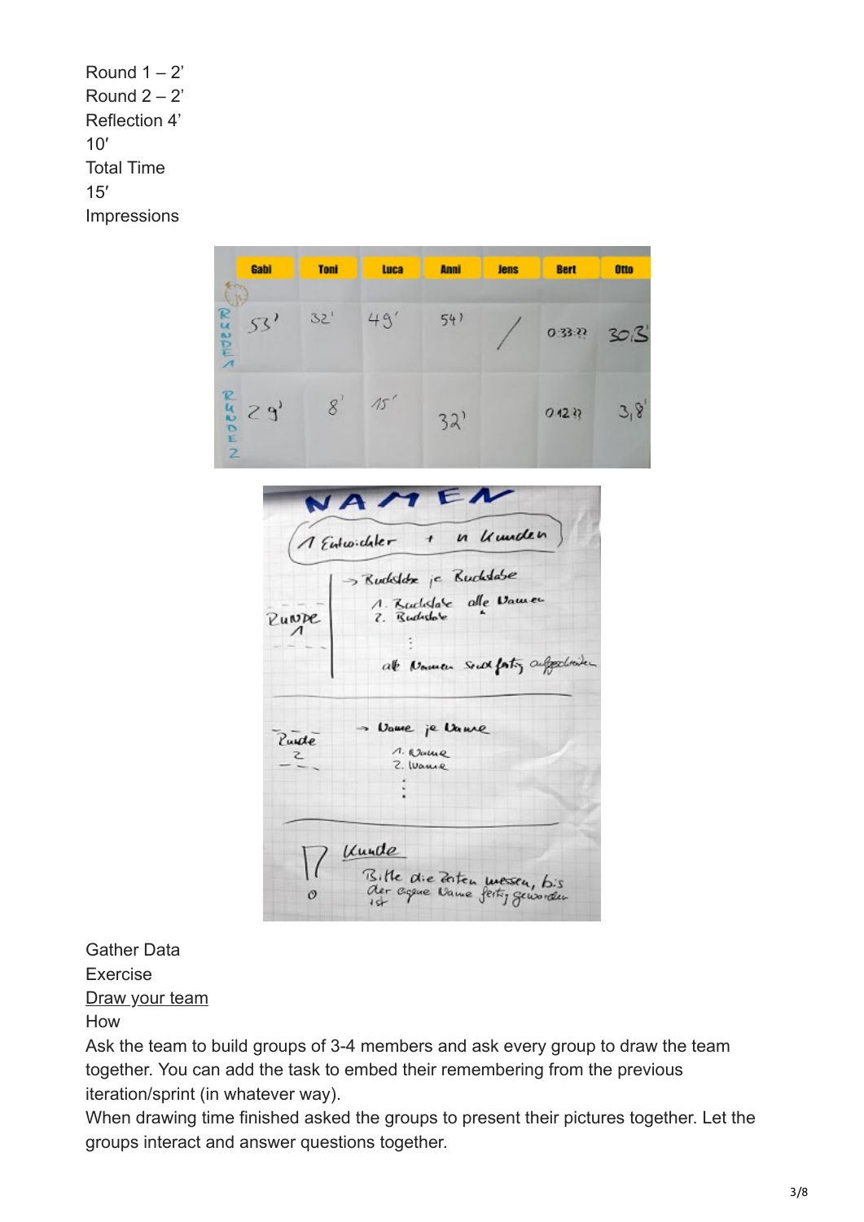Round 1 – 2’
Round 2 – 2’
Reflection 4’
10′
Total Time
15′
Impressions

Gather Data
Exercise
Draw your team
How
Ask the team to build groups of 3-4 members and ask every group to draw the team together. You can add the task to embed their remembering from the previous iteration/sprint (in whatever way).
When drawing time finished asked the groups to present their pictures together. Let the groups interact and answer questions together.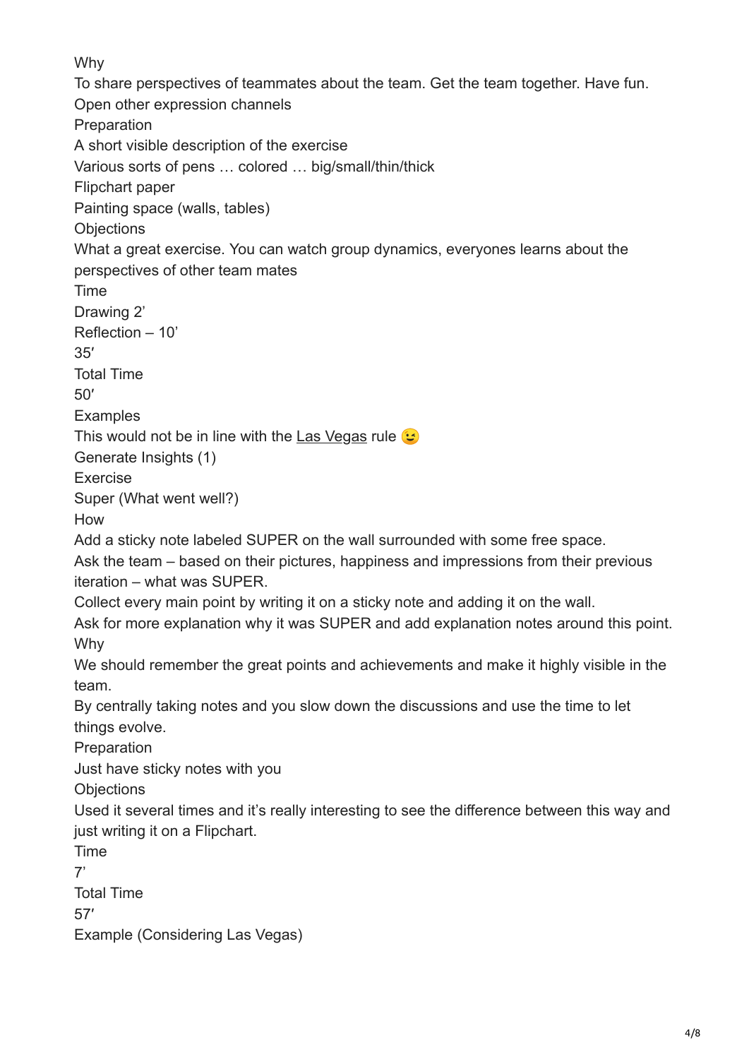Why

To share perspectives of teammates about the team. Get the team together. Have fun.

Open other expression channels

Preparation

A short visible description of the exercise

Various sorts of pens … colored … big/small/thin/thick

Flipchart paper

Painting space (walls, tables)

Objections

What a great exercise. You can watch group dynamics, everyones learns about the perspectives of other team mates

Time

Drawing 2'

Reflection – 10'

35′

Total Time

50′

Examples

This would not be in line with the Las Vegas rule 😉

Generate Insights (1)

Exercise

Super (What went well?)

How

Add a sticky note labeled SUPER on the wall surrounded with some free space.

Ask the team – based on their pictures, happiness and impressions from their previous iteration – what was SUPER.

Collect every main point by writing it on a sticky note and adding it on the wall.

Ask for more explanation why it was SUPER and add explanation notes around this point.

Why

We should remember the great points and achievements and make it highly visible in the team.

By centrally taking notes and you slow down the discussions and use the time to let things evolve.

Preparation

Just have sticky notes with you

Objections

Used it several times and it's really interesting to see the difference between this way and just writing it on a Flipchart.

Time

7'

Total Time

57′

Example (Considering Las Vegas)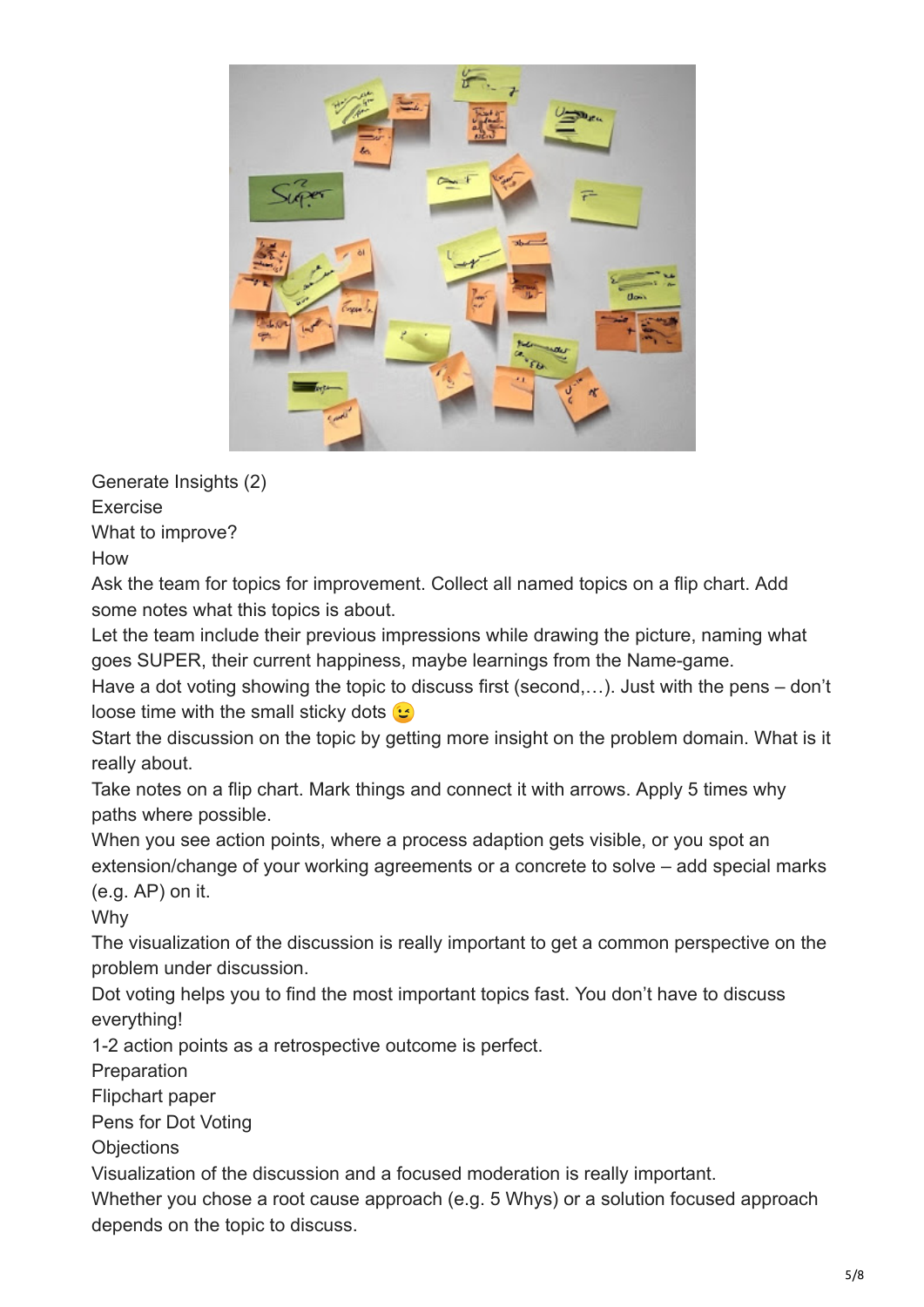Generate Insights (2)

Exercise

What to improve?

How

Ask the team for topics for improvement. Collect all named topics on a flip chart. Add some notes what this topics is about.

Let the team include their previous impressions while drawing the picture, naming what goes SUPER, their current happiness, maybe learnings from the Name-game.

Have a dot voting showing the topic to discuss first (second,…). Just with the pens – don't loose time with the small sticky dots 😉

Start the discussion on the topic by getting more insight on the problem domain. What is it really about.

Take notes on a flip chart. Mark things and connect it with arrows. Apply 5 times why paths where possible.

When you see action points, where a process adaption gets visible, or you spot an extension/change of your working agreements or a concrete to solve – add special marks (e.g. AP) on it.

Why

The visualization of the discussion is really important to get a common perspective on the problem under discussion.

Dot voting helps you to find the most important topics fast. You don't have to discuss everything!

1-2 action points as a retrospective outcome is perfect.

Preparation

Flipchart paper

Pens for Dot Voting

Objections

Visualization of the discussion and a focused moderation is really important.

Whether you chose a root cause approach (e.g. 5 Whys) or a solution focused approach depends on the topic to discuss.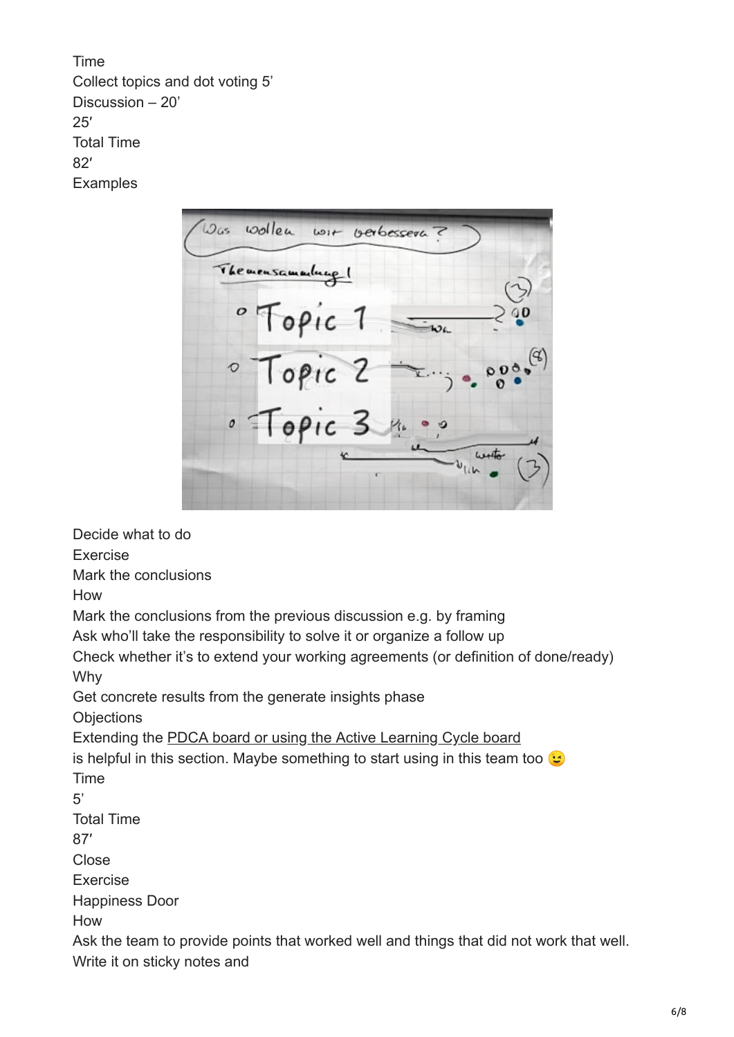Time
Collect topics and dot voting 5’
Discussion – 20’
25′
Total Time
82′
Examples

Decide what to do
Exercise
Mark the conclusions
How
Mark the conclusions from the previous discussion e.g. by framing
Ask who’ll take the responsibility to solve it or organize a follow up
Check whether it’s to extend your working agreements (or definition of done/ready)
Why
Get concrete results from the generate insights phase
Objections
Extending the PDCA board or using the Active Learning Cycle board
is helpful in this section. Maybe something to start using in this team too 😉
Time
5’
Total Time
87′
Close
Exercise
Happiness Door
How
Ask the team to provide points that worked well and things that did not work that well.
Write it on sticky notes and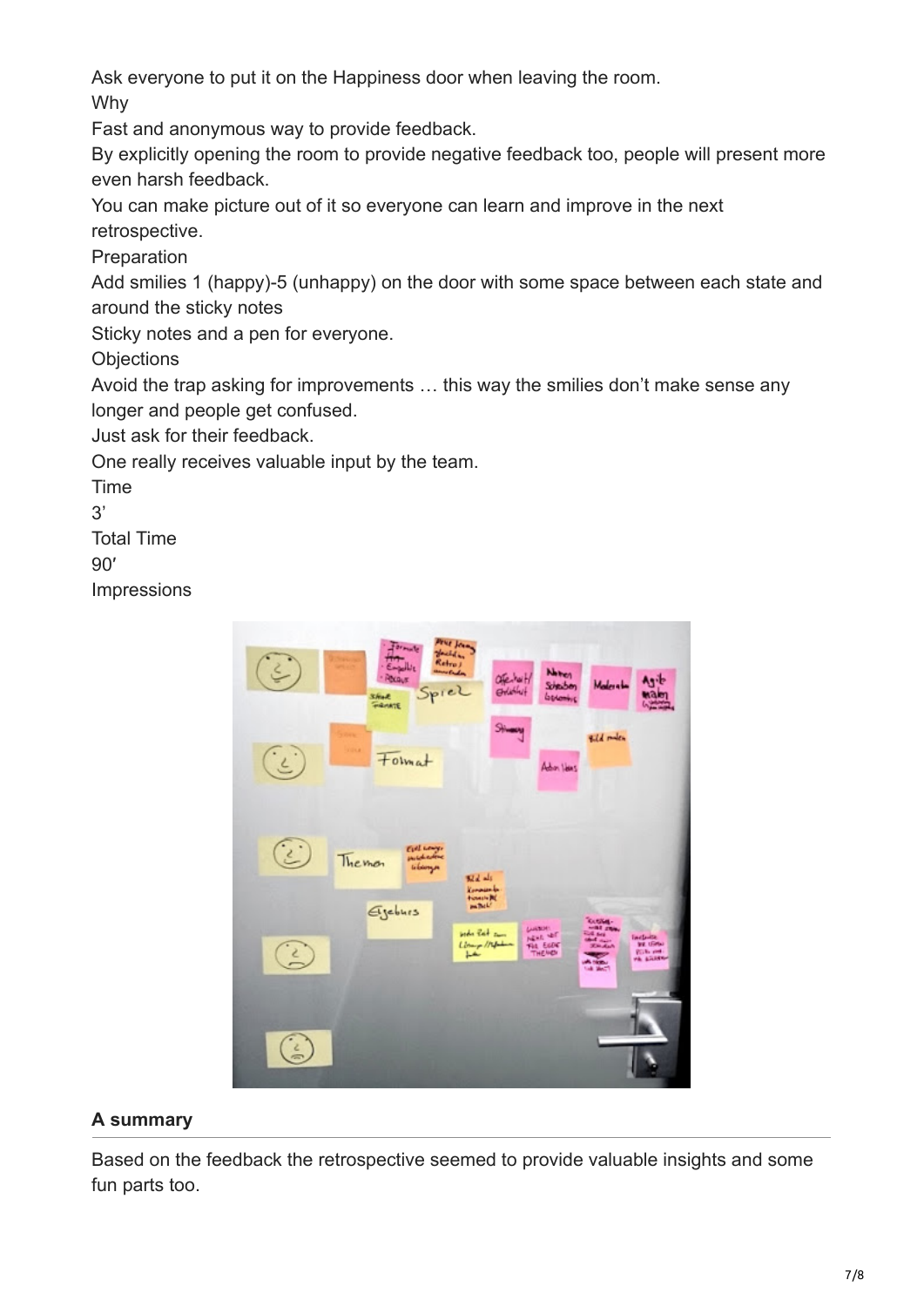Ask everyone to put it on the Happiness door when leaving the room.

Why

Fast and anonymous way to provide feedback.

By explicitly opening the room to provide negative feedback too, people will present more even harsh feedback.

You can make picture out of it so everyone can learn and improve in the next retrospective.

Preparation

Add smilies 1 (happy)-5 (unhappy) on the door with some space between each state and around the sticky notes

Sticky notes and a pen for everyone.

Objections

Avoid the trap asking for improvements … this way the smilies don't make sense any longer and people get confused.

Just ask for their feedback.

One really receives valuable input by the team.

Time

3'

Total Time

90′

Impressions

## A summary

Based on the feedback the retrospective seemed to provide valuable insights and some fun parts too.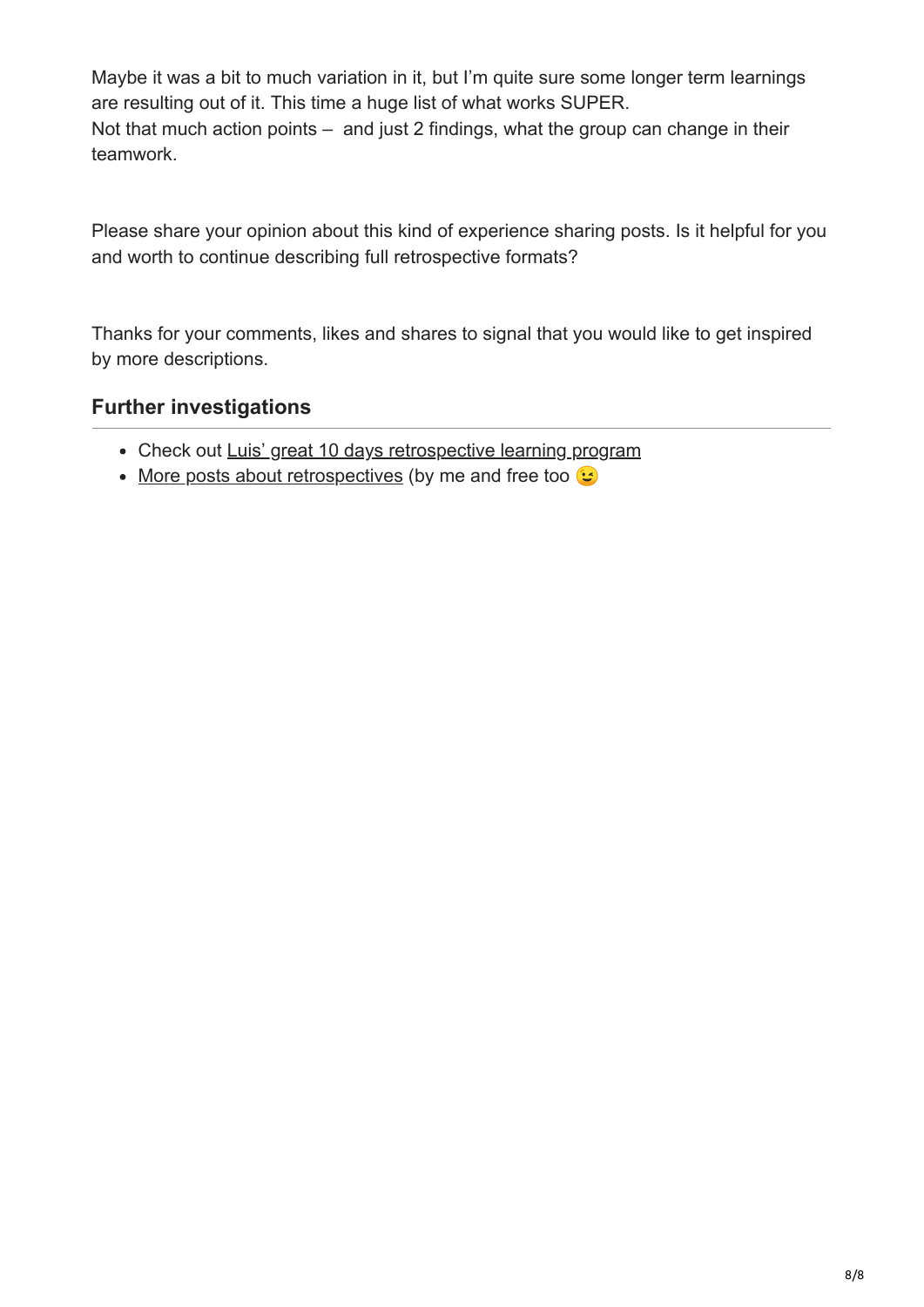Maybe it was a bit to much variation in it, but I'm quite sure some longer term learnings are resulting out of it. This time a huge list of what works SUPER.
Not that much action points – and just 2 findings, what the group can change in their teamwork.

Please share your opinion about this kind of experience sharing posts. Is it helpful for you and worth to continue describing full retrospective formats?

Thanks for your comments, likes and shares to signal that you would like to get inspired by more descriptions.

## Further investigations

- Check out Luis' great 10 days retrospective learning program
- More posts about retrospectives (by me and free too 😉